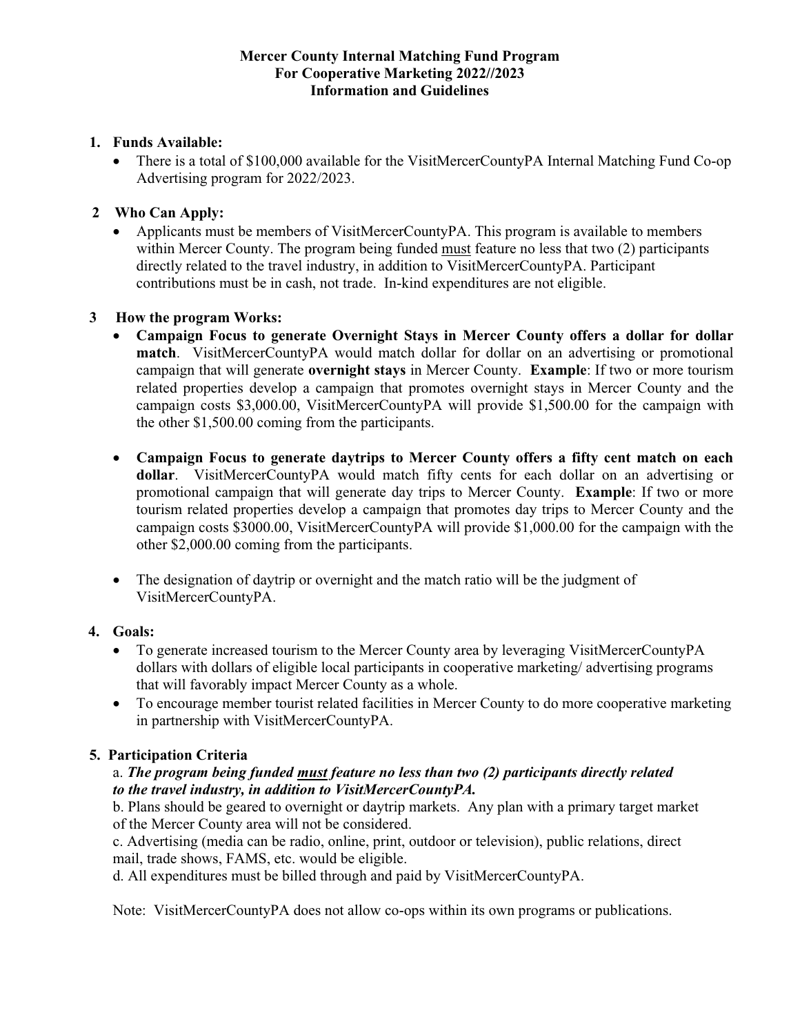# Mercer County Internal Matching Fund Program For Cooperative Marketing 2022//2023 Information and Guidelines

1. **Funds Available:**
   - There is a total of $100,000 available for the VisitMercerCountyPA Internal Matching Fund Co-op Advertising program for 2022/2023.

2. **Who Can Apply:**
   - Applicants must be members of VisitMercerCountyPA. This program is available to members within Mercer County. The program being funded <u>must</u> feature no less that two (2) participants directly related to the travel industry, in addition to VisitMercerCountyPA. Participant contributions must be in cash, not trade. In-kind expenditures are not eligible.

3. **How the program Works:**
   - **Campaign Focus to generate Overnight Stays in Mercer County offers a dollar for dollar match**. VisitMercerCountyPA would match dollar for dollar on an advertising or promotional campaign that will generate **overnight stays** in Mercer County. **Example**: If two or more tourism related properties develop a campaign that promotes overnight stays in Mercer County and the campaign costs $3,000.00, VisitMercerCountyPA will provide $1,500.00 for the campaign with the other $1,500.00 coming from the participants.

   - **Campaign Focus to generate daytrips to Mercer County offers a fifty cent match on each dollar**. VisitMercerCountyPA would match fifty cents for each dollar on an advertising or promotional campaign that will generate day trips to Mercer County. **Example**: If two or more tourism related properties develop a campaign that promotes day trips to Mercer County and the campaign costs $3000.00, VisitMercerCountyPA will provide $1,000.00 for the campaign with the other $2,000.00 coming from the participants.

   - The designation of daytrip or overnight and the match ratio will be the judgment of VisitMercerCountyPA.

4. **Goals:**
   - To generate increased tourism to the Mercer County area by leveraging VisitMercerCountyPA dollars with dollars of eligible local participants in cooperative marketing/ advertising programs that will favorably impact Mercer County as a whole.
   - To encourage member tourist related facilities in Mercer County to do more cooperative marketing in partnership with VisitMercerCountyPA.

5. **Participation Criteria**

   a. ***The program being funded <u>must</u> feature no less than two (2) participants directly related to the travel industry, in addition to VisitMercerCountyPA.***

   b. Plans should be geared to overnight or daytrip markets. Any plan with a primary target market of the Mercer County area will not be considered.

   c. Advertising (media can be radio, online, print, outdoor or television), public relations, direct mail, trade shows, FAMS, etc. would be eligible.

   d. All expenditures must be billed through and paid by VisitMercerCountyPA.

   Note: VisitMercerCountyPA does not allow co-ops within its own programs or publications.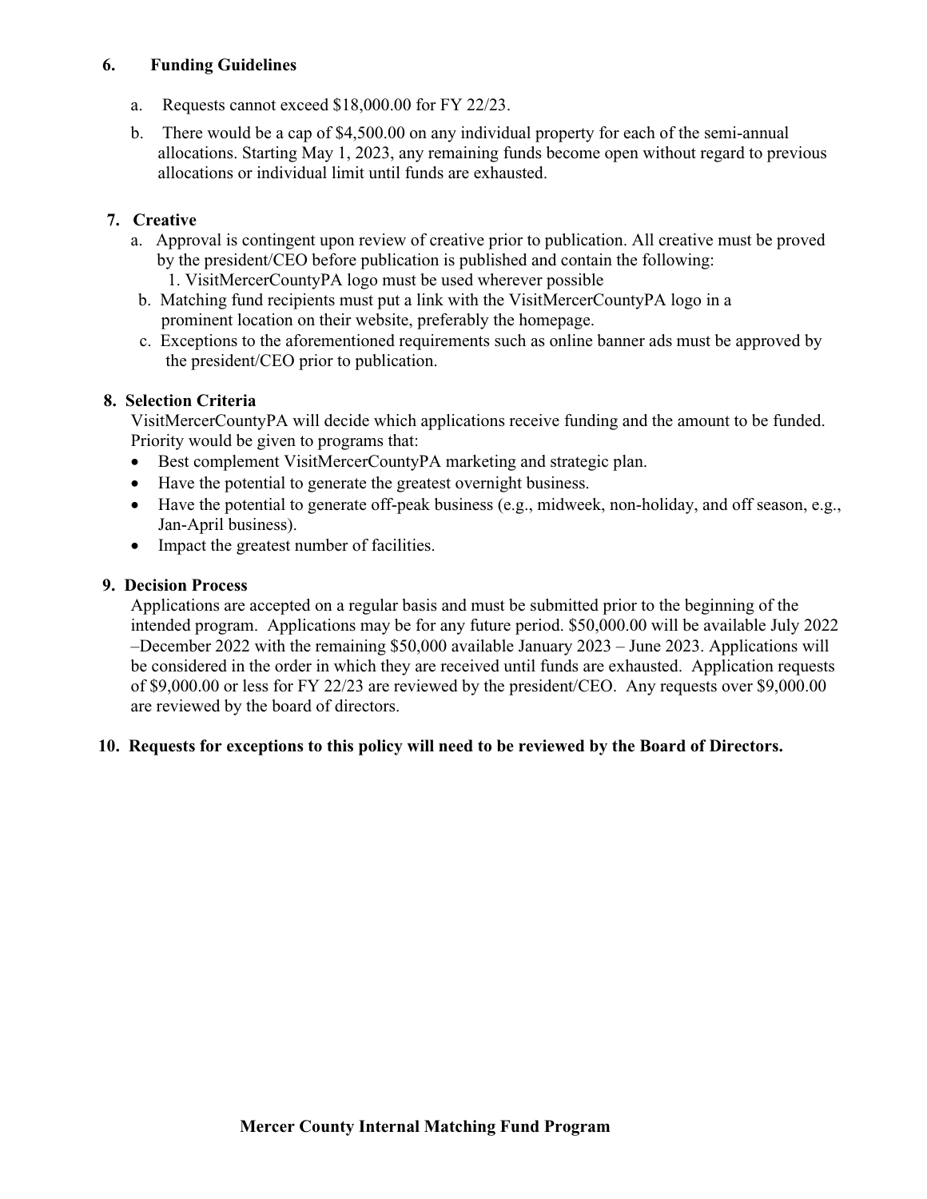6. **Funding Guidelines**

   a. Requests cannot exceed $18,000.00 for FY 22/23.

   b. There would be a cap of $4,500.00 on any individual property for each of the semi-annual allocations. Starting May 1, 2023, any remaining funds become open without regard to previous allocations or individual limit until funds are exhausted.

7. **Creative**

   a. Approval is contingent upon review of creative prior to publication. All creative must be proved by the president/CEO before publication is published and contain the following:
      1. VisitMercerCountyPA logo must be used wherever possible

   b. Matching fund recipients must put a link with the VisitMercerCountyPA logo in a prominent location on their website, preferably the homepage.

   c. Exceptions to the aforementioned requirements such as online banner ads must be approved by the president/CEO prior to publication.

8. **Selection Criteria**

   VisitMercerCountyPA will decide which applications receive funding and the amount to be funded. Priority would be given to programs that:

   - Best complement VisitMercerCountyPA marketing and strategic plan.
   - Have the potential to generate the greatest overnight business.
   - Have the potential to generate off-peak business (e.g., midweek, non-holiday, and off season, e.g., Jan-April business).
   - Impact the greatest number of facilities.

9. **Decision Process**

   Applications are accepted on a regular basis and must be submitted prior to the beginning of the intended program. Applications may be for any future period. $50,000.00 will be available July 2022 –December 2022 with the remaining $50,000 available January 2023 – June 2023. Applications will be considered in the order in which they are received until funds are exhausted. Application requests of $9,000.00 or less for FY 22/23 are reviewed by the president/CEO. Any requests over $9,000.00 are reviewed by the board of directors.

10. **Requests for exceptions to this policy will need to be reviewed by the Board of Directors.**

**Mercer County Internal Matching Fund Program**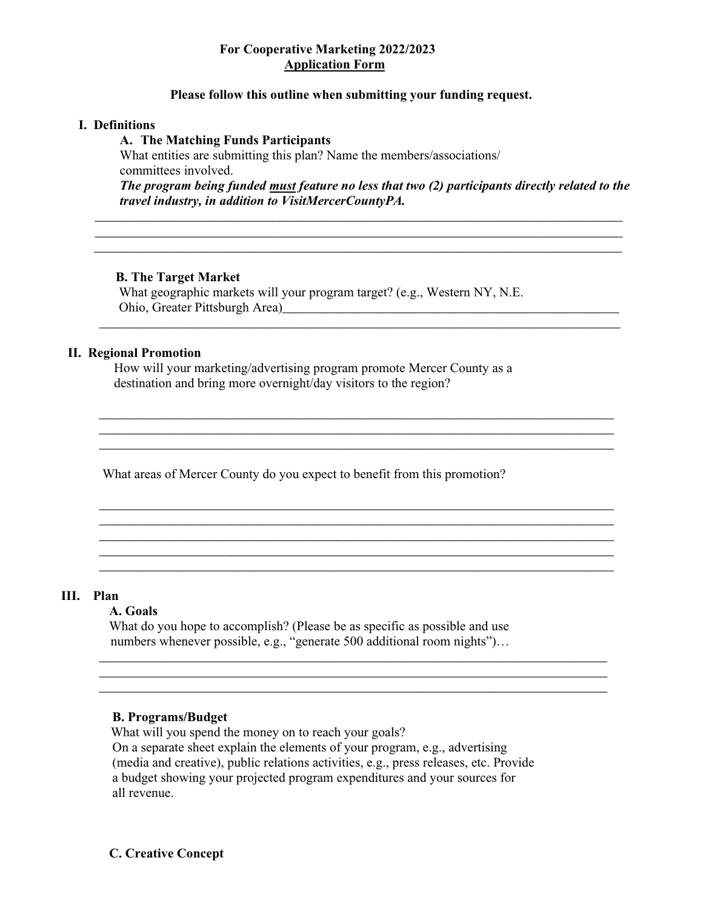**For Cooperative Marketing 2022/2023**
**<u>Application Form</u>**

**Please follow this outline when submitting your funding request.**

## I. Definitions

### A. The Matching Funds Participants

What entities are submitting this plan? Name the members/associations/ committees involved.

***The program being funded <u>must</u> feature no less that two (2) participants directly related to the travel industry, in addition to VisitMercerCountyPA.***

___________________________________________________________________________
___________________________________________________________________________
___________________________________________________________________________

### B. The Target Market

What geographic markets will your program target? (e.g., Western NY, N.E. Ohio, Greater Pittsburgh Area)_____________________________________________
___________________________________________________________________________

## II. Regional Promotion

How will your marketing/advertising program promote Mercer County as a destination and bring more overnight/day visitors to the region?

___________________________________________________________________________
___________________________________________________________________________
___________________________________________________________________________

What areas of Mercer County do you expect to benefit from this promotion?

___________________________________________________________________________
___________________________________________________________________________
___________________________________________________________________________
___________________________________________________________________________
___________________________________________________________________________

## III. Plan

### A. Goals

What do you hope to accomplish? (Please be as specific as possible and use numbers whenever possible, e.g., "generate 500 additional room nights")…

___________________________________________________________________________
___________________________________________________________________________
___________________________________________________________________________

### B. Programs/Budget

What will you spend the money on to reach your goals?
On a separate sheet explain the elements of your program, e.g., advertising (media and creative), public relations activities, e.g., press releases, etc. Provide a budget showing your projected program expenditures and your sources for all revenue.

### C. Creative Concept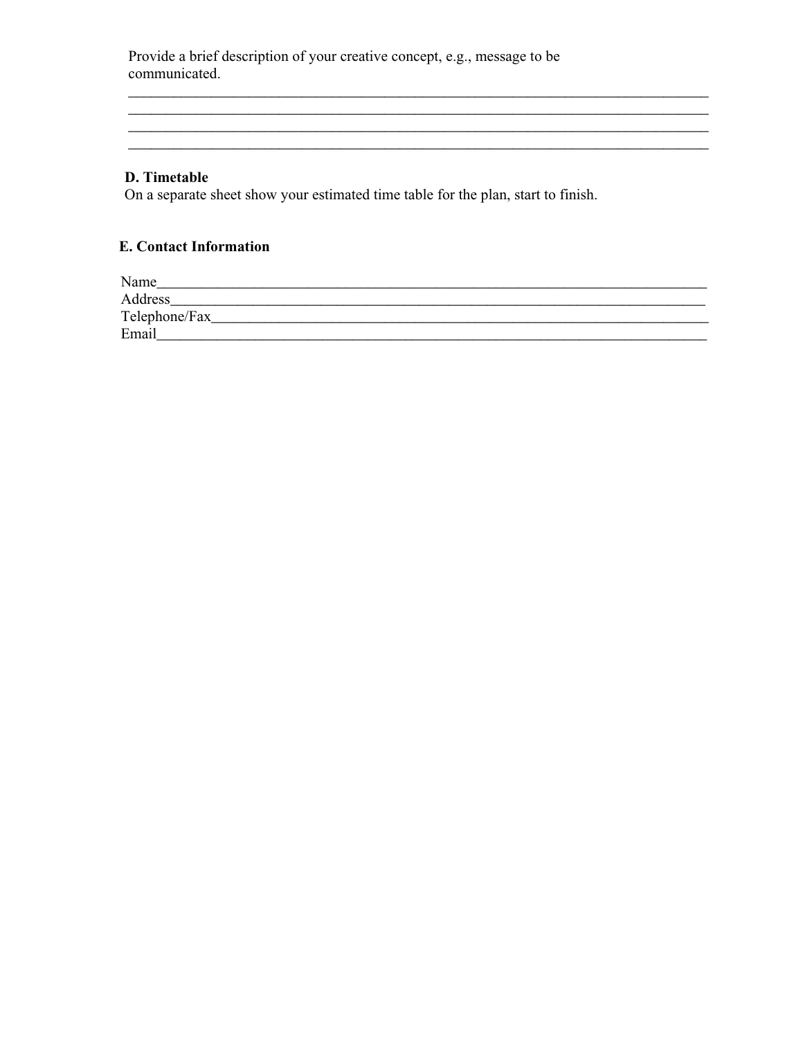Provide a brief description of your creative concept, e.g., message to be communicated.

_______________________________________________________________________________
_______________________________________________________________________________
_______________________________________________________________________________
_______________________________________________________________________________

**D. Timetable**

On a separate sheet show your estimated time table for the plan, start to finish.

**E. Contact Information**

Name_____________________________________________________________________________
Address___________________________________________________________________________
Telephone/Fax______________________________________________________________________
Email_____________________________________________________________________________